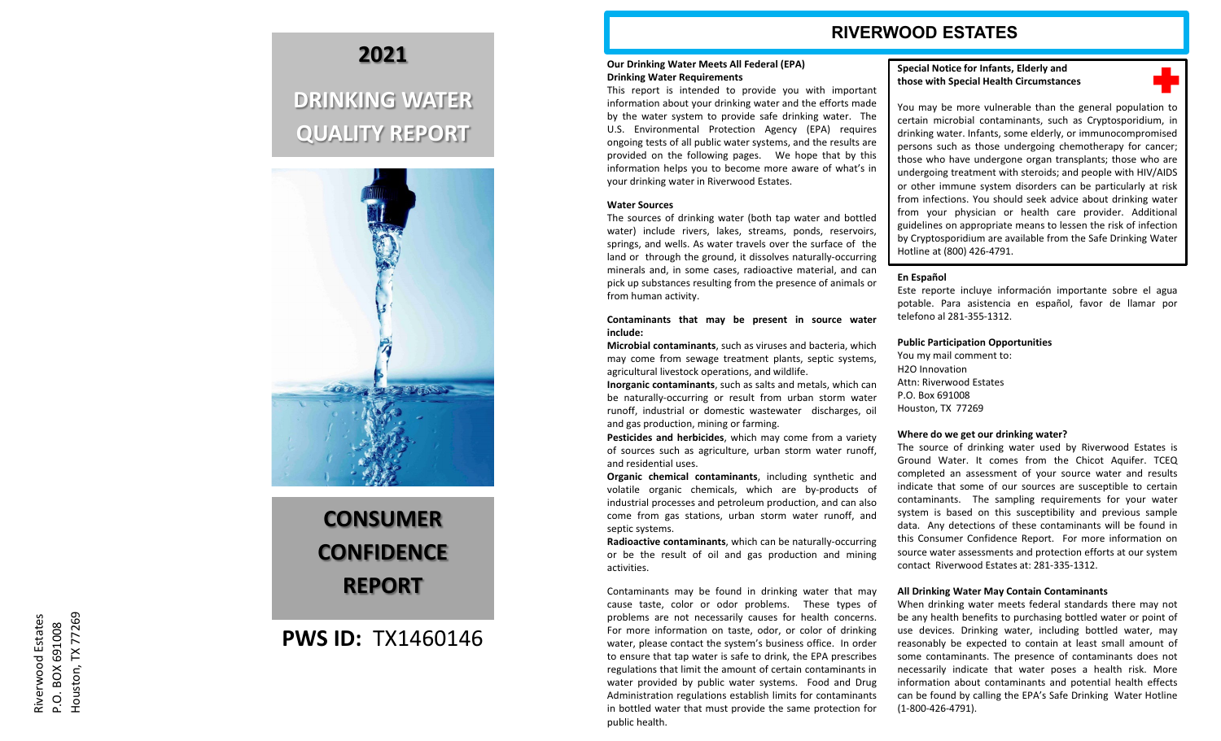Riverwood Estates
P.O. BOX 691008
Houston, TX 77269

# 2021

# DRINKING WATER QUALITY REPORT

# CONSUMER CONFIDENCE REPORT

## PWS ID: TX1460146

# RIVERWOOD ESTATES

**Our Drinking Water Meets All Federal (EPA) Drinking Water Requirements**

This report is intended to provide you with important information about your drinking water and the efforts made by the water system to provide safe drinking water. The U.S. Environmental Protection Agency (EPA) requires ongoing tests of all public water systems, and the results are provided on the following pages. We hope that by this information helps you to become more aware of what's in your drinking water in Riverwood Estates.

**Water Sources**

The sources of drinking water (both tap water and bottled water) include rivers, lakes, streams, ponds, reservoirs, springs, and wells. As water travels over the surface of the land or through the ground, it dissolves naturally-occurring minerals and, in some cases, radioactive material, and can pick up substances resulting from the presence of animals or from human activity.

**Contaminants that may be present in source water include:**

**Microbial contaminants**, such as viruses and bacteria, which may come from sewage treatment plants, septic systems, agricultural livestock operations, and wildlife.

**Inorganic contaminants**, such as salts and metals, which can be naturally-occurring or result from urban storm water runoff, industrial or domestic wastewater discharges, oil and gas production, mining or farming.

**Pesticides and herbicides**, which may come from a variety of sources such as agriculture, urban storm water runoff, and residential uses.

**Organic chemical contaminants**, including synthetic and volatile organic chemicals, which are by-products of industrial processes and petroleum production, and can also come from gas stations, urban storm water runoff, and septic systems.

**Radioactive contaminants**, which can be naturally-occurring or be the result of oil and gas production and mining activities.

Contaminants may be found in drinking water that may cause taste, color or odor problems. These types of problems are not necessarily causes for health concerns. For more information on taste, odor, or color of drinking water, please contact the system's business office. In order to ensure that tap water is safe to drink, the EPA prescribes regulations that limit the amount of certain contaminants in water provided by public water systems. Food and Drug Administration regulations establish limits for contaminants in bottled water that must provide the same protection for public health.

**Special Notice for Infants, Elderly and those with Special Health Circumstances**

You may be more vulnerable than the general population to certain microbial contaminants, such as Cryptosporidium, in drinking water. Infants, some elderly, or immunocompromised persons such as those undergoing chemotherapy for cancer; those who have undergone organ transplants; those who are undergoing treatment with steroids; and people with HIV/AIDS or other immune system disorders can be particularly at risk from infections. You should seek advice about drinking water from your physician or health care provider. Additional guidelines on appropriate means to lessen the risk of infection by Cryptosporidium are available from the Safe Drinking Water Hotline at (800) 426-4791.

**En Español**

Este reporte incluye información importante sobre el agua potable. Para asistencia en español, favor de llamar por telefono al 281-355-1312.

**Public Participation Opportunities**

You my mail comment to:
H2O Innovation
Attn: Riverwood Estates
P.O. Box 691008
Houston, TX 77269

**Where do we get our drinking water?**

The source of drinking water used by Riverwood Estates is Ground Water. It comes from the Chicot Aquifer. TCEQ completed an assessment of your source water and results indicate that some of our sources are susceptible to certain contaminants. The sampling requirements for your water system is based on this susceptibility and previous sample data. Any detections of these contaminants will be found in this Consumer Confidence Report. For more information on source water assessments and protection efforts at our system contact Riverwood Estates at: 281-335-1312.

**All Drinking Water May Contain Contaminants**

When drinking water meets federal standards there may not be any health benefits to purchasing bottled water or point of use devices. Drinking water, including bottled water, may reasonably be expected to contain at least small amount of some contaminants. The presence of contaminants does not necessarily indicate that water poses a health risk. More information about contaminants and potential health effects can be found by calling the EPA's Safe Drinking Water Hotline (1-800-426-4791).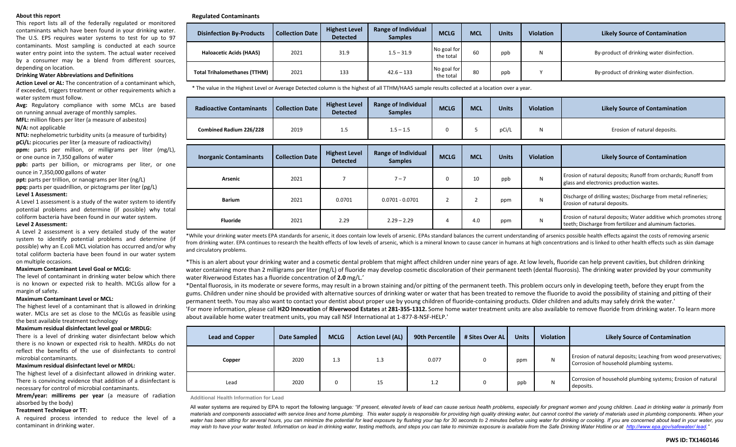## About this report

This report lists all of the federally regulated or monitored contaminants which have been found in your drinking water. The U.S. EPS requires water systems to test for up to 97 contaminants. Most sampling is conducted at each source water entry point into the system. The actual water received by a consumer may be a blend from different sources, depending on location.

### Drinking Water Abbreviations and Definitions

**Action Level or AL:** The concentration of a contaminant which, if exceeded, triggers treatment or other requirements which a water system must follow.

**Avg:** Regulatory compliance with some MCLs are based on running annual average of monthly samples.

**MFL:** million fibers per liter (a measure of asbestos)

**N/A:** not applicable

**NTU:** nephelometric turbidity units (a measure of turbidity)

**pCi/L:** picocuries per liter (a measure of radioactivity)

**ppm:** parts per million, or milligrams per liter (mg/L), or one ounce in 7,350 gallons of water

**ppb:** parts per billion, or micrograms per liter, or one ounce in 7,350,000 gallons of water

**ppt:** parts per trillion, or nanograms per liter (ng/L)

**ppq:** parts per quadrillion, or pictograms per liter (pg/L)

**Level 1 Assessment:**

A Level 1 assessment is a study of the water system to identify potential problems and determine (if possible) why total coliform bacteria have been found in our water system.

**Level 2 Assessment:**

A Level 2 assessment is a very detailed study of the water system to identify potential problems and determine (if possible) why an E.coli MCL violation has occurred and/or why total coliform bacteria have been found in our water system on multiple occasions.

**Maximum Contaminant Level Goal or MCLG:**

The level of contaminant in drinking water below which there is no known or expected risk to health. MCLGs allow for a margin of safety.

**Maximum Contaminant Level or MCL:**

The highest level of a contaminant that is allowed in drinking water. MCLs are set as close to the MCLGs as feasible using the best available treatment technology

**Maximum residual disinfectant level goal or MRDLG:**

There is a level of drinking water disinfectant below which there is no known or expected risk to health. MRDLs do not reflect the benefits of the use of disinfectants to control microbial contaminants.

**Maximum residual disinfectant level or MRDL:**

The highest level of a disinfectant allowed in drinking water. There is convincing evidence that addition of a disinfectant is necessary for control of microbial contaminants.

**Mrem/year: millirems per year** (a measure of radiation absorbed by the body)

**Treatment Technique or TT:**

A required process intended to reduce the level of a contaminant in drinking water.

## Regulated Contaminants

| Disinfection By-Products | Collection Date | Highest Level Detected | Range of Individual Samples | MCLG | MCL | Units | Violation | Likely Source of Contamination |
|---|---|---|---|---|---|---|---|---|
| Haloacetic Acids (HAA5) | 2021 | 31.9 | 1.5 – 31.9 | No goal for the total | 60 | ppb | N | By-product of drinking water disinfection. |
| Total Trihalomethanes (TTHM) | 2021 | 133 | 42.6 – 133 | No goal for the total | 80 | ppb | Y | By-product of drinking water disinfection. |

* The value in the Highest Level or Average Detected column is the highest of all TTHM/HAA5 sample results collected at a location over a year.

| Radioactive Contaminants | Collection Date | Highest Level Detected | Range of Individual Samples | MCLG | MCL | Units | Violation | Likely Source of Contamination |
|---|---|---|---|---|---|---|---|---|
| Combined Radium 226/228 | 2019 | 1.5 | 1.5 – 1.5 | 0 | 5 | pCi/L | N | Erosion of natural deposits. |

| Inorganic Contaminants | Collection Date | Highest Level Detected | Range of Individual Samples | MCLG | MCL | Units | Violation | Likely Source of Contamination |
|---|---|---|---|---|---|---|---|---|
| Arsenic | 2021 | 7 | 7 – 7 | 0 | 10 | ppb | N | Erosion of natural deposits; Runoff from orchards; Runoff from glass and electronics production wastes. |
| Barium | 2021 | 0.0701 | 0.0701 - 0.0701 | 2 | 2 | ppm | N | Discharge of drilling wastes; Discharge from metal refineries; Erosion of natural deposits. |
| Fluoride | 2021 | 2.29 | 2.29 – 2.29 | 4 | 4.0 | ppm | N | Erosion of natural deposits; Water additive which promotes strong teeth; Discharge from fertilizer and aluminum factories. |

*While your drinking water meets EPA standards for arsenic, it does contain low levels of arsenic. EPAs standard balances the current understanding of arsenics possible health effects against the costs of removing arsenic from drinking water. EPA continues to research the health effects of low levels of arsenic, which is a mineral known to cause cancer in humans at high concentrations and is linked to other health effects such as skin damage and circulatory problems.

*This is an alert about your drinking water and a cosmetic dental problem that might affect children under nine years of age. At low levels, fluoride can help prevent cavities, but children drinking water containing more than 2 milligrams per liter (mg/L) of fluoride may develop cosmetic discoloration of their permanent teeth (dental fluorosis). The drinking water provided by your community water Riverwood Estates has a fluoride concentration of **2.0** mg/L.'

*Dental fluorosis, in its moderate or severe forms, may result in a brown staining and/or pitting of the permanent teeth. This problem occurs only in developing teeth, before they erupt from the gums. Children under nine should be provided with alternative sources of drinking water or water that has been treated to remove the fluoride to avoid the possibility of staining and pitting of their permanent teeth. You may also want to contact your dentist about proper use by young children of fluoride-containing products. Older children and adults may safely drink the water.'

'For more information, please call **H2O Innovation** of **Riverwood Estates** at **281-355-1312.** Some home water treatment units are also available to remove fluoride from drinking water. To learn more about available home water treatment units, you may call NSF International at 1-877-8-NSF-HELP.'

| Lead and Copper | Date Sampled | MCLG | Action Level (AL) | 90th Percentile | # Sites Over AL | Units | Violation | Likely Source of Contamination |
|---|---|---|---|---|---|---|---|---|
| Copper | 2020 | 1.3 | 1.3 | 0.077 | 0 | ppm | N | Erosion of natural deposits; Leaching from wood preservatives; Corrosion of household plumbing systems. |
| Lead | 2020 | 0 | 15 | 1.2 | 0 | ppb | N | Corrosion of household plumbing systems; Erosion of natural deposits. |

**Additional Health Information for Lead**

All water systems are required by EPA to report the following language: *"If present, elevated levels of lead can cause serious health problems, especially for pregnant women and young children. Lead in drinking water is primarily from materials and components associated with service lines and home plumbing. This water supply is responsible for providing high quality drinking water, but cannot control the variety of materials used in plumbing components. When your water has been sitting for several hours, you can minimize the potential for lead exposure by flushing your tap for 30 seconds to 2 minutes before using water for drinking or cooking. If you are concerned about lead in your water, you may wish to have your water tested. Information on lead in drinking water, testing methods, and steps you can take to minimize exposure is available from the Safe Drinking Water Hotline or at http://www.epa.gov/safewater/ lead."*

**PWS ID: TX1460146**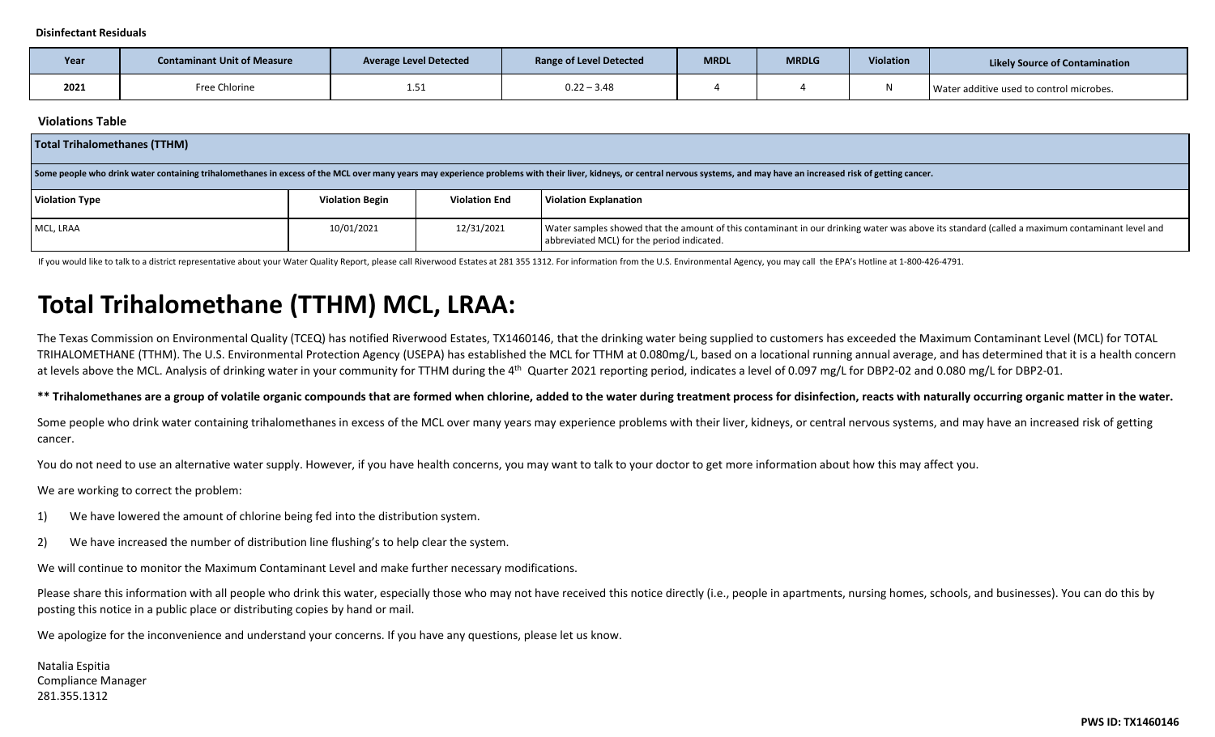**Disinfectant Residuals**

| Year | Contaminant Unit of Measure | Average Level Detected | Range of Level Detected | MRDL | MRDLG | Violation | Likely Source of Contamination |
|---|---|---|---|---|---|---|---|
| 2021 | Free Chlorine | 1.51 | 0.22 – 3.48 | 4 | 4 | N | Water additive used to control microbes. |

**Violations Table**

| Total Trihalomethanes (TTHM) | | | |
|---|---|---|---|
| Some people who drink water containing trihalomethanes in excess of the MCL over many years may experience problems with their liver, kidneys, or central nervous systems, and may have an increased risk of getting cancer. | | | |
| **Violation Type** | **Violation Begin** | **Violation End** | **Violation Explanation** |
| MCL, LRAA | 10/01/2021 | 12/31/2021 | Water samples showed that the amount of this contaminant in our drinking water was above its standard (called a maximum contaminant level and abbreviated MCL) for the period indicated. |

If you would like to talk to a district representative about your Water Quality Report, please call Riverwood Estates at 281 355 1312. For information from the U.S. Environmental Agency, you may call the EPA's Hotline at 1-800-426-4791.

# Total Trihalomethane (TTHM) MCL, LRAA:

The Texas Commission on Environmental Quality (TCEQ) has notified Riverwood Estates, TX1460146, that the drinking water being supplied to customers has exceeded the Maximum Contaminant Level (MCL) for TOTAL TRIHALOMETHANE (TTHM). The U.S. Environmental Protection Agency (USEPA) has established the MCL for TTHM at 0.080mg/L, based on a locational running annual average, and has determined that it is a health concern at levels above the MCL. Analysis of drinking water in your community for TTHM during the 4th Quarter 2021 reporting period, indicates a level of 0.097 mg/L for DBP2-02 and 0.080 mg/L for DBP2-01.

**\*\* Trihalomethanes are a group of volatile organic compounds that are formed when chlorine, added to the water during treatment process for disinfection, reacts with naturally occurring organic matter in the water.**

Some people who drink water containing trihalomethanes in excess of the MCL over many years may experience problems with their liver, kidneys, or central nervous systems, and may have an increased risk of getting cancer.

You do not need to use an alternative water supply. However, if you have health concerns, you may want to talk to your doctor to get more information about how this may affect you.

We are working to correct the problem:

1) We have lowered the amount of chlorine being fed into the distribution system.

2) We have increased the number of distribution line flushing's to help clear the system.

We will continue to monitor the Maximum Contaminant Level and make further necessary modifications.

Please share this information with all people who drink this water, especially those who may not have received this notice directly (i.e., people in apartments, nursing homes, schools, and businesses). You can do this by posting this notice in a public place or distributing copies by hand or mail.

We apologize for the inconvenience and understand your concerns. If you have any questions, please let us know.

Natalia Espitia
Compliance Manager
281.355.1312

**PWS ID: TX1460146**